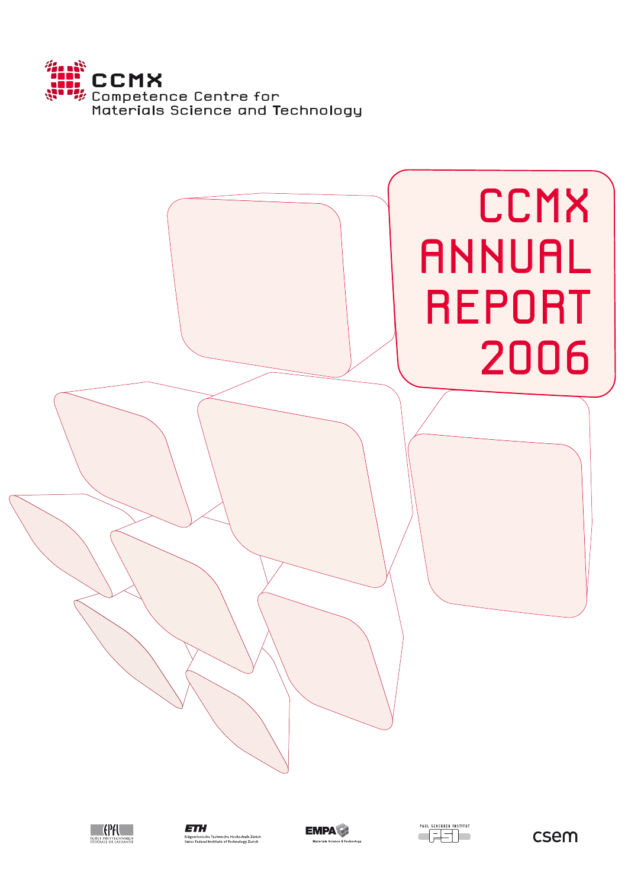CCMX
Competence Centre for
Materials Science and Technology

# CCMX ANNUAL REPORT 2006

EPFL ÉCOLE POLYTECHNIQUE FÉDÉRALE DE LAUSANNE

ETH Eidgenössische Technische Hochschule Zürich
Swiss Federal Institute of Technology Zurich

EMPA Materials Science & Technology

PAUL SCHERRER INSTITUT PSI

csem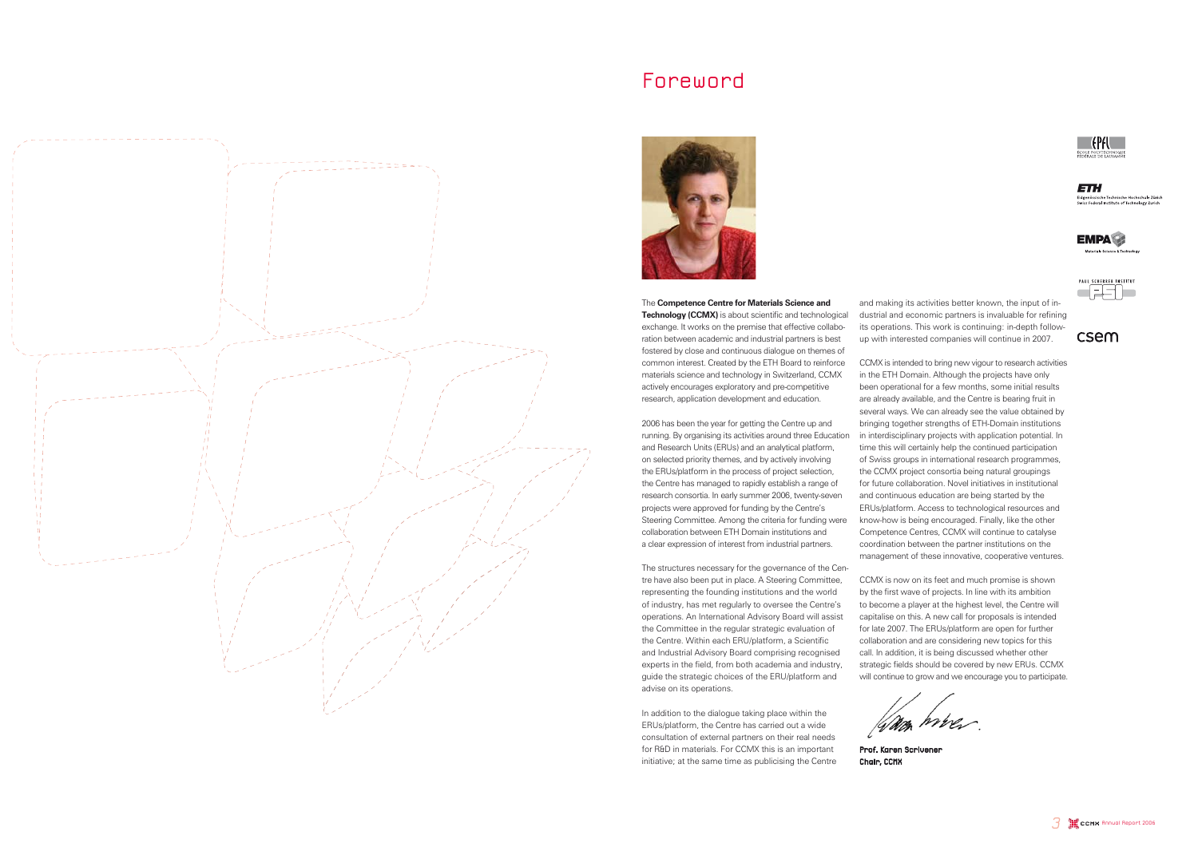# Foreword

The **Competence Centre for Materials Science and Technology (CCMX)** is about scientific and technological exchange. It works on the premise that effective collaboration between academic and industrial partners is best fostered by close and continuous dialogue on themes of common interest. Created by the ETH Board to reinforce materials science and technology in Switzerland, CCMX actively encourages exploratory and pre-competitive research, application development and education.

2006 has been the year for getting the Centre up and running. By organising its activities around three Education and Research Units (ERUs) and an analytical platform, on selected priority themes, and by actively involving the ERUs/platform in the process of project selection, the Centre has managed to rapidly establish a range of research consortia. In early summer 2006, twenty-seven projects were approved for funding by the Centre's Steering Committee. Among the criteria for funding were collaboration between ETH Domain institutions and a clear expression of interest from industrial partners.

The structures necessary for the governance of the Centre have also been put in place. A Steering Committee, representing the founding institutions and the world of industry, has met regularly to oversee the Centre's operations. An International Advisory Board will assist the Committee in the regular strategic evaluation of the Centre. Within each ERU/platform, a Scientific and Industrial Advisory Board comprising recognised experts in the field, from both academia and industry, guide the strategic choices of the ERU/platform and advise on its operations.

In addition to the dialogue taking place within the ERUs/platform, the Centre has carried out a wide consultation of external partners on their real needs for R&D in materials. For CCMX this is an important initiative; at the same time as publicising the Centre and making its activities better known, the input of industrial and economic partners is invaluable for refining its operations. This work is continuing: in-depth follow-up with interested companies will continue in 2007.

CCMX is intended to bring new vigour to research activities in the ETH Domain. Although the projects have only been operational for a few months, some initial results are already available, and the Centre is bearing fruit in several ways. We can already see the value obtained by bringing together strengths of ETH-Domain institutions in interdisciplinary projects with application potential. In time this will certainly help the continued participation of Swiss groups in international research programmes, the CCMX project consortia being natural groupings for future collaboration. Novel initiatives in institutional and continuous education are being started by the ERUs/platform. Access to technological resources and know-how is being encouraged. Finally, like the other Competence Centres, CCMX will continue to catalyse coordination between the partner institutions on the management of these innovative, cooperative ventures.

CCMX is now on its feet and much promise is shown by the first wave of projects. In line with its ambition to become a player at the highest level, the Centre will capitalise on this. A new call for proposals is intended for late 2007. The ERUs/platform are open for further collaboration and are considering new topics for this call. In addition, it is being discussed whether other strategic fields should be covered by new ERUs. CCMX will continue to grow and we encourage you to participate.

**Prof. Karen Scrivener**
**Chair, CCMX**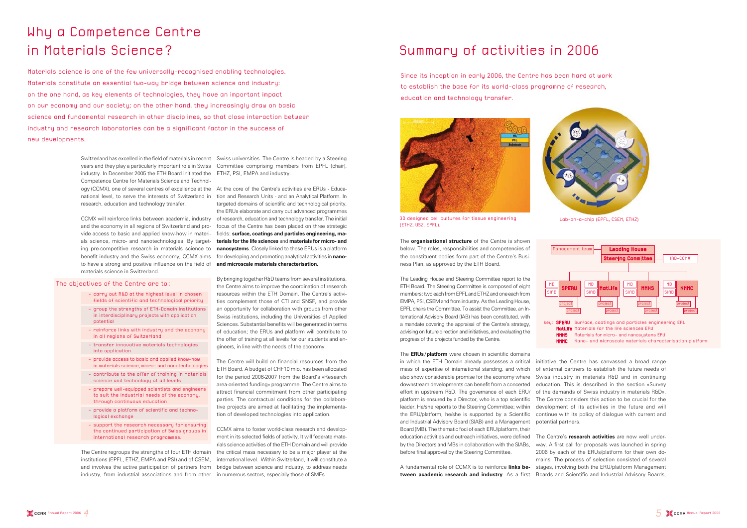# Why a Competence Centre in Materials Science?

Materials science is one of the few universally-recognised enabling technologies. Materials constitute an essential two-way bridge between science and industry: on the one hand, as key elements of technologies, they have an important impact on our economy and our society; on the other hand, they increasingly draw on basic science and fundamental research in other disciplines, so that close interaction between industry and research laboratories can be a significant factor in the success of new developments.

Switzerland has excelled in the field of materials in recent years and they play a particularly important role in Swiss industry. In December 2005 the ETH Board initiated the Competence Centre for Materials Science and Technology (CCMX), one of several centres of excellence at the national level, to serve the interests of Switzerland in research, education and technology transfer.

CCMX will reinforce links between academia, industry and the economy in all regions of Switzerland and provide access to basic and applied know-how in materials science, micro- and nanotechnologies. By targeting pre-competitive research in materials science to benefit industry and the Swiss economy, CCMX aims to have a strong and positive influence on the field of materials science in Switzerland.

### The objectives of the Centre are to:

- carry out R&D at the highest level in chosen fields of scientific and technological priority
- group the strengths of ETH-Domain institutions in interdisciplinary projects with application potential
- reinforce links with industry and the economy in all regions of Switzerland
- transfer innovative materials technologies into application
- provide access to basic and applied know-how in materials science, micro- and nanotechnologies
- contribute to the offer of training in materials science and technology at all levels
- prepare well-equipped scientists and engineers to suit the industrial needs of the economy, through continuous education
- provide a platform of scientific and technological exchange
- support the research necessary for ensuring the continued participation of Swiss groups in international research programmes.

The Centre regroups the strengths of four ETH domain institutions (EPFL, ETHZ, EMPA and PSI) and of CSEM, and involves the active participation of partners from industry, from industrial associations and from other Swiss universities. The Centre is headed by a Steering Committee comprising members from EPFL (chair), ETHZ, PSI, EMPA and industry.

At the core of the Centre's activities are ERUs - Education and Research Units - and an Analytical Platform. In targeted domains of scientific and technological priority, the ERUs elaborate and carry out advanced programmes of research, education and technology transfer. The initial focus of the Centre has been placed on three strategic fields: **surface, coatings and particles engineering, materials for the life sciences** and **materials for micro- and nanosystems**. Closely linked to these ERUs is a platform for developing and promoting analytical activities in **nano- and microscale materials characterisation.**

By bringing together R&D teams from several institutions, the Centre aims to improve the coordination of research resources within the ETH Domain. The Centre's activities complement those of CTI and SNSF, and provide an opportunity for collaboration with groups from other Swiss institutions, including the Universities of Applied Sciences. Substantial benefits will be generated in terms of education; the ERUs and platform will contribute to the offer of training at all levels for our students and engineers, in line with the needs of the economy.

The Centre will build on financial resources from the ETH Board. A budget of CHF10 mio. has been allocated for the period 2006-2007 from the Board's «Research area-oriented funding» programme. The Centre aims to attract financial commitment from other participating parties. The contractual conditions for the collaborative projects are aimed at facilitating the implementation of developed technologies into application.

CCMX aims to foster world-class research and development in its selected fields of activity. It will federate materials science activities of the ETH Domain and will provide the critical mass necessary to be a major player at the international level. Within Switzerland, it will constitute a bridge between science and industry, to address needs in numerous sectors, especially those of SMEs.

# Summary of activities in 2006

Since its inception in early 2006, the Centre has been hard at work to establish the base for its world-class programme of research, education and technology transfer.

3D designed cell cultures for tissue engineering (ETHZ, USZ, EPFL).

Lab-on-a-chip (EPFL, CSEM, ETHZ)

The **organisational structure** of the Centre is shown below. The roles, responsibilities and competencies of the constituent bodies form part of the Centre's Business Plan, as approved by the ETH Board.

The Leading House and Steering Committee report to the ETH Board. The Steering Committee is composed of eight members; two each from EPFL and ETHZ and one each from EMPA, PSI, CSEM and from industry. As the Leading House, EPFL chairs the Committee. To assist the Committee, an International Advisory Board (IAB) has been constituted, with a mandate covering the appraisal of the Centre's strategy, advising on future direction and initiatives, and evaluating the progress of the projects funded by the Centre.

Management team — Leading House — Steering Committee — IAB-CCMX

MB/SIAB — SPERU — project, project; MB/SIAB — MatLife — project, project; MB/SIAB — MMNS — project, project; MB/SIAB — NMMC — project, project

key: **SPERU** Surface, coatings and particles engineering ERU
**MatLife** Materials for the life sciences ERU
**MMNS** Materials for micro- and nanosystems ERU
**NMMC** Nano- and microscale materials characterisation platform

The **ERUs/platform** were chosen in scientific domains in which the ETH Domain already possesses a critical mass of expertise of international standing, and which also show considerable promise for the economy where downstream developments can benefit from a concerted effort in upstream R&D. The governance of each ERU/platform is ensured by a Director, who is a top scientific leader. He/she reports to the Steering Committee; within the ERU/platform, he/she is supported by a Scientific and Industrial Advisory Board (SIAB) and a Management Board (MB). The thematic foci of each ERU/platform, their education activities and outreach initiatives, were defined by the Directors and MBs in collaboration with the SIABs, before final approval by the Steering Committee.

A fundamental role of CCMX is to reinforce **links between academic research and industry**. As a first initiative the Centre has canvassed a broad range of external partners to establish the future needs of Swiss industry in materials R&D and in continuing education. This is described in the section «Survey of the demands of Swiss industry in materials R&D». The Centre considers this action to be crucial for the development of its activities in the future and will continue with its policy of dialogue with current and potential partners.

The Centre's **research activities** are now well underway. A first call for proposals was launched in spring 2006 by each of the ERUs/platform for their own domains. The process of selection consisted of several stages, involving both the ERU/platform Management Boards and Scientific and Industrial Advisory Boards,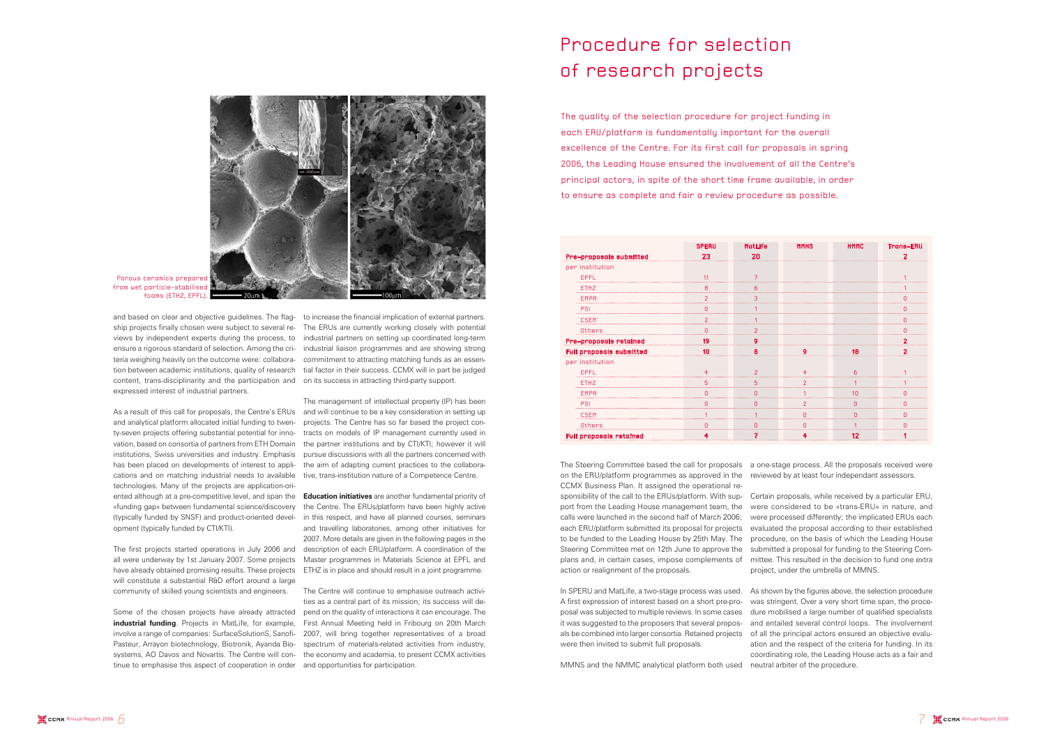Porous ceramics prepared from wet particle-stabilised foams (ETHZ, EPFL).

and based on clear and objective guidelines. The flagship projects finally chosen were subject to several reviews by independent experts during the process, to ensure a rigorous standard of selection. Among the criteria weighing heavily on the outcome were: collaboration between academic institutions, quality of research content, trans-disciplinarity and the participation and expressed interest of industrial partners.

As a result of this call for proposals, the Centre's ERUs and analytical platform allocated initial funding to twenty-seven projects offering substantial potential for innovation, based on consortia of partners from ETH Domain institutions, Swiss universities and industry. Emphasis has been placed on developments of interest to applications and on matching industrial needs to available technologies. Many of the projects are application-oriented although at a pre-competitive level, and span the «funding gap» between fundamental science/discovery (typically funded by SNSF) and product-oriented development (typically funded by CTI/KTI).

The first projects started operations in July 2006 and all were underway by 1st January 2007. Some projects have already obtained promising results. These projects will constitute a substantial R&D effort around a large community of skilled young scientists and engineers.

Some of the chosen projects have already attracted **industrial funding**. Projects in MatLife, for example, involve a range of companies: SurfaceSolutionS, Sanofi-Pasteur, Arrayon biotechnology, Biotronik, Ayanda Biosystems, AO Davos and Novartis. The Centre will continue to emphasise this aspect of cooperation in order to increase the financial implication of external partners. The ERUs are currently working closely with potential industrial partners on setting up coordinated long-term industrial liaison programmes and are showing strong commitment to attracting matching funds as an essential factor in their success. CCMX will in part be judged on its success in attracting third-party support.

The management of intellectual property (IP) has been and will continue to be a key consideration in setting up projects. The Centre has so far based the project contracts on models of IP management currently used in the partner institutions and by CTI/KTI; however it will pursue discussions with all the partners concerned with the aim of adapting current practices to the collaborative, trans-institution nature of a Competence Centre.

**Education initiatives** are another fundamental priority of the Centre. The ERUs/platform have been highly active in this respect, and have all planned courses, seminars and travelling laboratories, among other initiatives for 2007. More details are given in the following pages in the description of each ERU/platform. A coordination of the Master programmes in Materials Science at EPFL and ETHZ is in place and should result in a joint programme.

The Centre will continue to emphasise outreach activities as a central part of its mission; its success will depend on the quality of interactions it can encourage. The First Annual Meeting held in Fribourg on 20th March 2007, will bring together representatives of a broad spectrum of materials-related activities from industry, the economy and academia, to present CCMX activities and opportunities for participation.

# Procedure for selection of research projects

The quality of the selection procedure for project funding in each ERU/platform is fundamentally important for the overall excellence of the Centre. For its first call for proposals in spring 2006, the Leading House ensured the involvement of all the Centre's principal actors, in spite of the short time frame available, in order to ensure as complete and fair a review procedure as possible.

| | SPERU | MatLife | MMNS | NMMC | Trans-ERU |
|---|---|---|---|---|---|
| **Pre-proposals submitted** | **23** | **20** | | | **2** |
| per institution | | | | | |
| EPFL | 11 | 7 | | | 1 |
| ETHZ | 8 | 6 | | | 1 |
| EMPA | 2 | 3 | | | 0 |
| PSI | 0 | 1 | | | 0 |
| CSEM | 2 | 1 | | | 0 |
| Others | 0 | 2 | | | 0 |
| **Pre-proposals retained** | **19** | **9** | | | **2** |
| **Full proposals submitted** | **10** | **8** | **9** | **18** | **2** |
| per institution | | | | | |
| EPFL | 4 | 2 | 4 | 6 | 1 |
| ETHZ | 5 | 5 | 2 | 1 | 1 |
| EMPA | 0 | 0 | 1 | 10 | 0 |
| PSI | 0 | 0 | 2 | 0 | 0 |
| CSEM | 1 | 1 | 0 | 0 | 0 |
| Others | 0 | 0 | 0 | 1 | 0 |
| **Full proposals retained** | **4** | **7** | **4** | **12** | **1** |

The Steering Committee based the call for proposals on the ERU/platform programmes as approved in the CCMX Business Plan. It assigned the operational responsibility of the call to the ERUs/platform. With support from the Leading House management team, the calls were launched in the second half of March 2006; each ERU/platform submitted its proposal for projects to be funded to the Leading House by 25th May. The Steering Committee met on 12th June to approve the plans and, in certain cases, impose complements of action or realignment of the proposals.

In SPERU and MatLife, a two-stage process was used. A first expression of interest based on a short pre-proposal was subjected to multiple reviews. In some cases it was suggested to the proposers that several proposals be combined into larger consortia. Retained projects were then invited to submit full proposals.

MMNS and the NMMC analytical platform both used a one-stage process. All the proposals received were reviewed by at least four independant assessors.

Certain proposals, while received by a particular ERU, were considered to be «trans-ERU» in nature, and were processed differently; the implicated ERUs each evaluated the proposal according to their established procedure, on the basis of which the Leading House submitted a proposal for funding to the Steering Committee. This resulted in the decision to fund one extra project, under the umbrella of MMNS.

As shown by the figures above, the selection procedure was stringent. Over a very short time span, the procedure mobilised a large number of qualified specialists and entailed several control loops. The involvement of all the principal actors ensured an objective evaluation and the respect of the criteria for funding. In its coordinating role, the Leading House acts as a fair and neutral arbiter of the procedure.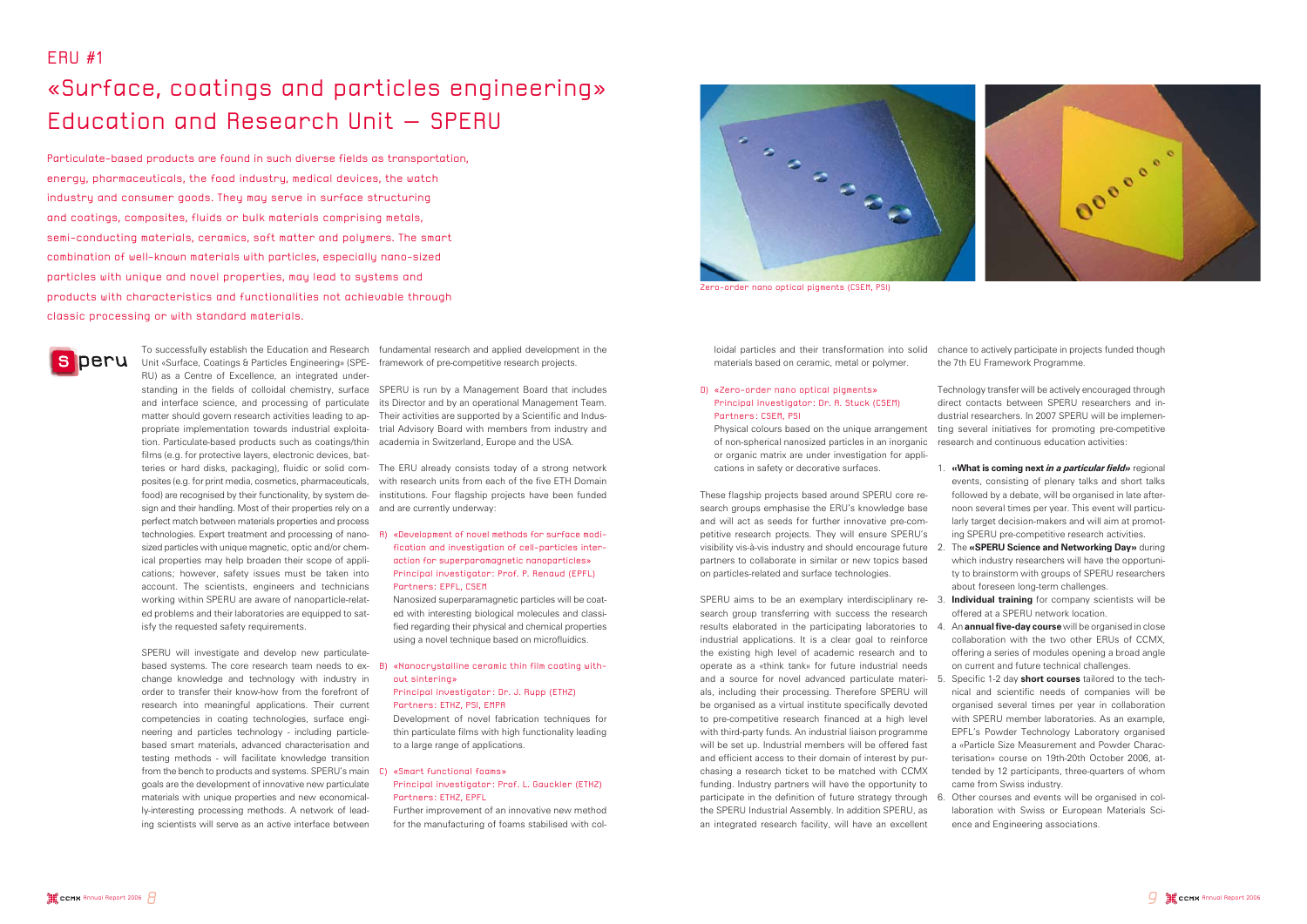# ERU #1

## «Surface, coatings and particles engineering» Education and Research Unit – SPERU

Particulate-based products are found in such diverse fields as transportation, energy, pharmaceuticals, the food industry, medical devices, the watch industry and consumer goods. They may serve in surface structuring and coatings, composites, fluids or bulk materials comprising metals, semi-conducting materials, ceramics, soft matter and polymers. The smart combination of well-known materials with particles, especially nano-sized particles with unique and novel properties, may lead to systems and products with characteristics and functionalities not achievable through classic processing or with standard materials.

To successfully establish the Education and Research Unit «Surface, Coatings & Particles Engineering» (SPERU) as a Centre of Excellence, an integrated understanding in the fields of colloidal chemistry, surface and interface science, and processing of particulate matter should govern research activities leading to appropriate implementation towards industrial exploitation. Particulate-based products such as coatings/thin films (e.g. for protective layers, electronic devices, batteries or hard disks, packaging), fluidic or solid composites (e.g. for print media, cosmetics, pharmaceuticals, food) are recognised by their functionality, by system design and their handling. Most of their properties rely on a perfect match between materials properties and process technologies. Expert treatment and processing of nano-sized particles with unique magnetic, optic and/or chemical properties may help broaden their scope of applications; however, safety issues must be taken into account. The scientists, engineers and technicians working within SPERU are aware of nanoparticle-related problems and their laboratories are equipped to satisfy the requested safety requirements.

SPERU will investigate and develop new particulate-based systems. The core research team needs to exchange knowledge and technology with industry in order to transfer their know-how from the forefront of research into meaningful applications. Their current competencies in coating technologies, surface engineering and particles technology - including particle-based smart materials, advanced characterisation and testing methods - will facilitate knowledge transition from the bench to products and systems. SPERU's main goals are the development of innovative new particulate materials with unique properties and new economically-interesting processing methods. A network of leading scientists will serve as an active interface between fundamental research and applied development in the framework of pre-competitive research projects.

SPERU is run by a Management Board that includes its Director and by an operational Management Team. Their activities are supported by a Scientific and Industrial Advisory Board with members from industry and academia in Switzerland, Europe and the USA.

The ERU already consists today of a strong network with research units from each of the five ETH Domain institutions. Four flagship projects have been funded and are currently underway:

A) «Development of novel methods for surface modification and investigation of cell-particles interaction for superparamagnetic nanoparticles»
Principal investigator: Prof. P. Renaud (EPFL)
Partners: EPFL, CSEM
Nanosized superparamagnetic particles will be coated with interesting biological molecules and classified regarding their physical and chemical properties using a novel technique based on microfluidics.

B) «Nanocrystalline ceramic thin film coating without sintering»
Principal investigator: Dr. J. Rupp (ETHZ)
Partners: ETHZ, PSI, EMPA
Development of novel fabrication techniques for thin particulate films with high functionality leading to a large range of applications.

C) «Smart functional foams»
Principal investigator: Prof. L. Gauckler (ETHZ)
Partners: ETHZ, EPFL
Further improvement of an innovative new method for the manufacturing of foams stabilised with colloidal particles and their transformation into solid materials based on ceramic, metal or polymer.

D) «Zero-order nano optical pigments»
Principal investigator: Dr. A. Stuck (CSEM)
Partners: CSEM, PSI
Physical colours based on the unique arrangement of non-spherical nanosized particles in an inorganic or organic matrix are under investigation for applications in safety or decorative surfaces.

Zero-order nano optical pigments (CSEM, PSI)

These flagship projects based around SPERU core research groups emphasise the ERU's knowledge base and will act as seeds for further innovative pre-competitive research projects. They will ensure SPERU's visibility vis-à-vis industry and should encourage future partners to collaborate in similar or new topics based on particles-related and surface technologies.

SPERU aims to be an exemplary interdisciplinary research group transferring with success the research results elaborated in the participating laboratories to industrial applications. It is a clear goal to reinforce the existing high level of academic research and to operate as a «think tank» for future industrial needs and a source for novel advanced particulate materials, including their processing. Therefore SPERU will be organised as a virtual institute specifically devoted to pre-competitive research financed at a high level with third-party funds. An industrial liaison programme will be set up. Industrial members will be offered fast and efficient access to their domain of interest by purchasing a research ticket to be matched with CCMX funding. Industry partners will have the opportunity to participate in the definition of future strategy through the SPERU Industrial Assembly. In addition SPERU, as an integrated research facility, will have an excellent chance to actively participate in projects funded though the 7th EU Framework Programme.

Technology transfer will be actively encouraged through direct contacts between SPERU researchers and industrial researchers. In 2007 SPERU will be implementing several initiatives for promoting pre-competitive research and continuous education activities:

1. **«What is coming next *in a particular field*»** regional events, consisting of plenary talks and short talks followed by a debate, will be organised in late afternoon several times per year. This event will particularly target decision-makers and will aim at promoting SPERU pre-competitive research activities.
2. The **«SPERU Science and Networking Day»** during which industry researchers will have the opportunity to brainstorm with groups of SPERU researchers about foreseen long-term challenges.
3. **Individual training** for company scientists will be offered at a SPERU network location.
4. An **annual five-day course** will be organised in close collaboration with the two other ERUs of CCMX, offering a series of modules opening a broad angle on current and future technical challenges.
5. Specific 1-2 day **short courses** tailored to the technical and scientific needs of companies will be organised several times per year in collaboration with SPERU member laboratories. As an example, EPFL's Powder Technology Laboratory organised a «Particle Size Measurement and Powder Characterisation» course on 19th-20th October 2006, attended by 12 participants, three-quarters of whom came from Swiss industry.
6. Other courses and events will be organised in collaboration with Swiss or European Materials Science and Engineering associations.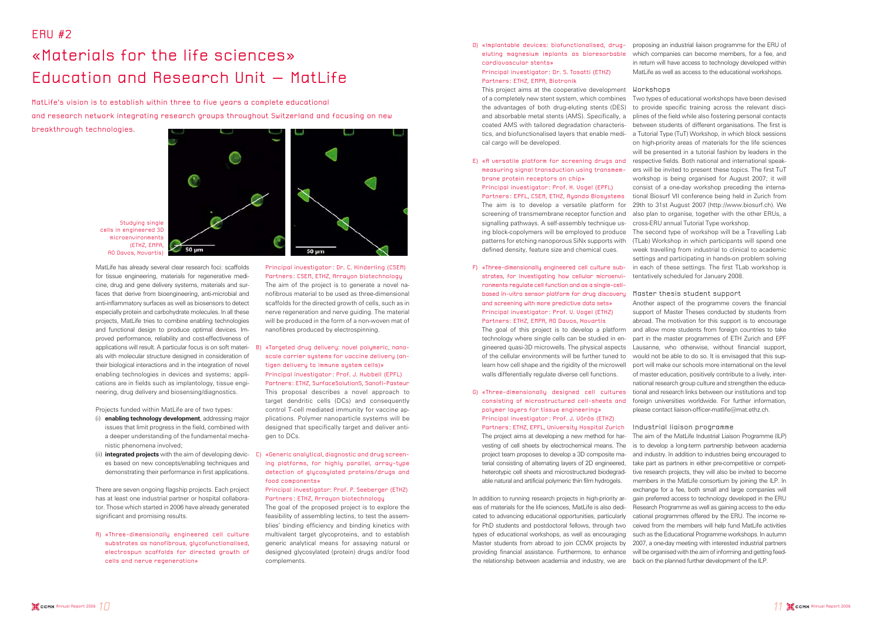# ERU #2

# «Materials for the life sciences» Education and Research Unit – MatLife

MatLife's vision is to establish within three to five years a complete educational and research network integrating research groups throughout Switzerland and focusing on new breakthrough technologies.

Studying single cells in engineered 3D microenvironments (ETHZ, EMPA, AO Davos, Novartis)

MatLife has already several clear research foci: scaffolds for tissue engineering, materials for regenerative medicine, drug and gene delivery systems, materials and surfaces that derive from bioengineering, anti-microbial and anti-inflammatory surfaces as well as biosensors to detect especially protein and carbohydrate molecules. In all these projects, MatLife tries to combine enabling technologies and functional design to produce optimal devices. Improved performance, reliability and cost-effectiveness of applications will result. A particular focus is on soft materials with molecular structure designed in consideration of their biological interactions and in the integration of novel enabling technologies in devices and systems; applications are in fields such as implantology, tissue engineering, drug delivery and biosensing/diagnostics.

Projects funded within MatLife are of two types:

(i) **enabling technology development**, addressing major issues that limit progress in the field, combined with a deeper understanding of the fundamental mechanistic phenomena involved;

(ii) **integrated projects** with the aim of developing devices based on new concepts/enabling techniques and demonstrating their performance in first applications.

There are seven ongoing flagship projects. Each project has at least one industrial partner or hospital collaborator. Those which started in 2006 have already generated significant and promising results.

A) «Three-dimensionally engineered cell culture substrates as nanofibrous, glycofunctionalised, electrospun scaffolds for directed growth of cells and nerve regeneration»
Principal investigator: Dr. C. Hinderling (CSEM)
Partners: CSEM, ETHZ, Arrayon biotechnology
The aim of the project is to generate a novel nanofibrous material to be used as three-dimensional scaffolds for the directed growth of cells, such as in nerve regeneration and nerve guiding. The material will be produced in the form of a non-woven mat of nanofibres produced by electrospinning.

B) «Targeted drug delivery: novel polymeric, nanoscale carrier systems for vaccine delivery (antigen delivery to immune system cells)»
Principal investigator: Prof. J. Hubbell (EPFL)
Partners: ETHZ, SurfaceSolutionS, Sanofi-Pasteur
This proposal describes a novel approach to target dendritic cells (DCs) and consequently control T-cell mediated immunity for vaccine applications. Polymer nanoparticle systems will be designed that specifically target and deliver antigen to DCs.

C) «Generic analytical, diagnostic and drug screening platforms, for highly parallel, array-type detection of glycosylated proteins/drugs and food components»
Principal investigator: Prof. P. Seeberger (ETHZ)
Partners: ETHZ, Arrayon biotechnology
The goal of the proposed project is to explore the feasibility of assembling lectins, to test the assemblies' binding efficiency and binding kinetics with multivalent target glycoproteins, and to establish generic analytical means for assaying natural or designed glycosylated (protein) drugs and/or food complements.

D) «Implantable devices: biofunctionalised, drug-eluting magnesium implants as bioresorbable cardiovascular stents»
Principal investigator: Dr. S. Tosatti (ETHZ)
Partners: ETHZ, EMPA, Biotronik
This project aims at the cooperative development of a completely new stent system, which combines the advantages of both drug-eluting stents (DES) and absorbable metal stents (AMS). Specifically, a coated AMS with tailored degradation characteristics, and biofunctionalised layers that enable medical cargo will be developed.

E) «A versatile platform for screening drugs and measuring signal transduction using transmembrane protein receptors on chip»
Principal investigator: Prof. H. Vogel (EPFL)
Partners: EPFL, CSEM, ETHZ, Ayanda Biosystems
The aim is to develop a versatile platform for screening of transmembrane receptor function and signalling pathways. A self-assembly technique using block-copolymers will be employed to produce patterns for etching nanoporous SiNx supports with defined density, feature size and chemical cues.

F) «Three-dimensionally engineered cell culture substrates, for investigating how cellular microenvironments regulate cell function and as a single-cell-based in-vitro sensor platform for drug discovery and screening with more predictive data sets»
Principal investigator: Prof. V. Vogel (ETHZ)
Partners: ETHZ, EMPA, AO Davos, Novartis
The goal of this project is to develop a platform technology where single cells can be studied in engineered quasi-3D microwells. The physical aspects of the cellular environments will be further tuned to learn how cell shape and the rigidity of the microwell walls differentially regulate diverse cell functions.

G) «Three-dimensionally designed cell cultures consisting of microstructured cell-sheets and polymer layers for tissue engineering»
Principal investigator: Prof. J. Vörös (ETHZ)
Partners: ETHZ, EPFL, University Hospital Zurich
The project aims at developing a new method for harvesting of cell sheets by electrochemical means. The project team proposes to develop a 3D composite material consisting of alternating layers of 2D engineered, heterotypic cell sheets and microstructured biodegradable natural and artificial polymeric thin film hydrogels.

In addition to running research projects in high-priority areas of materials for the life sciences, MatLife is also dedicated to advancing educational opportunities, particularly for PhD students and postdoctoral fellows, through two types of educational workshops, as well as encouraging Master students from abroad to join CCMX projects by providing financial assistance. Furthermore, to enhance the relationship between academia and industry, we are proposing an industrial liaison programme for the ERU of which companies can become members, for a fee, and in return will have access to technology developed within MatLife as well as access to the educational workshops.

## Workshops

Two types of educational workshops have been devised to provide specific training across the relevant disciplines of the field while also fostering personal contacts between students of different organisations. The first is a Tutorial Type (TuT) Workshop, in which block sessions on high-priority areas of materials for the life sciences will be presented in a tutorial fashion by leaders in the respective fields. Both national and international speakers will be invited to present these topics. The first TuT workshop is being organised for August 2007; it will consist of a one-day workshop preceding the International Biosurf VII conference being held in Zurich from 29th to 31st August 2007 (http://www.biosurf.ch). We also plan to organise, together with the other ERUs, a cross-ERU annual Tutorial Type workshop.
The second type of workshop will be a Travelling Lab (TLab) Workshop in which participants will spend one week travelling from industrial to clinical to academic settings and participating in hands-on problem solving in each of these settings. The first TLab workshop is tentatively scheduled for January 2008.

## Master thesis student support

Another aspect of the programme covers the financial support of Master Theses conducted by students from abroad. The motivation for this support is to encourage and allow more students from foreign countries to take part in the master programmes of ETH Zurich and EPF Lausanne, who otherwise, without financial support, would not be able to do so. It is envisaged that this support will make our schools more international on the level of master education, positively contribute to a lively, international research group culture and strengthen the educational and research links between our institutions and top foreign universities worldwide. For further information, please contact liaison-officer-matlife@mat.ethz.ch.

## Industrial liaison programme

The aim of the MatLife Industrial Liaison Programme (ILP) is to develop a long-term partnership between academia and industry. In addition to industries being encouraged to take part as partners in either pre-competitive or competitive research projects, they will also be invited to become members in the MatLife consortium by joining the ILP. In exchange for a fee, both small and large companies will gain preferred access to technology developed in the ERU Research Programme as well as gaining access to the educational programmes offered by the ERU. The income received from the members will help fund MatLife activities such as the Educational Programme workshops. In autumn 2007, a one-day meeting with interested industrial partners will be organised with the aim of informing and getting feedback on the planned further development of the ILP.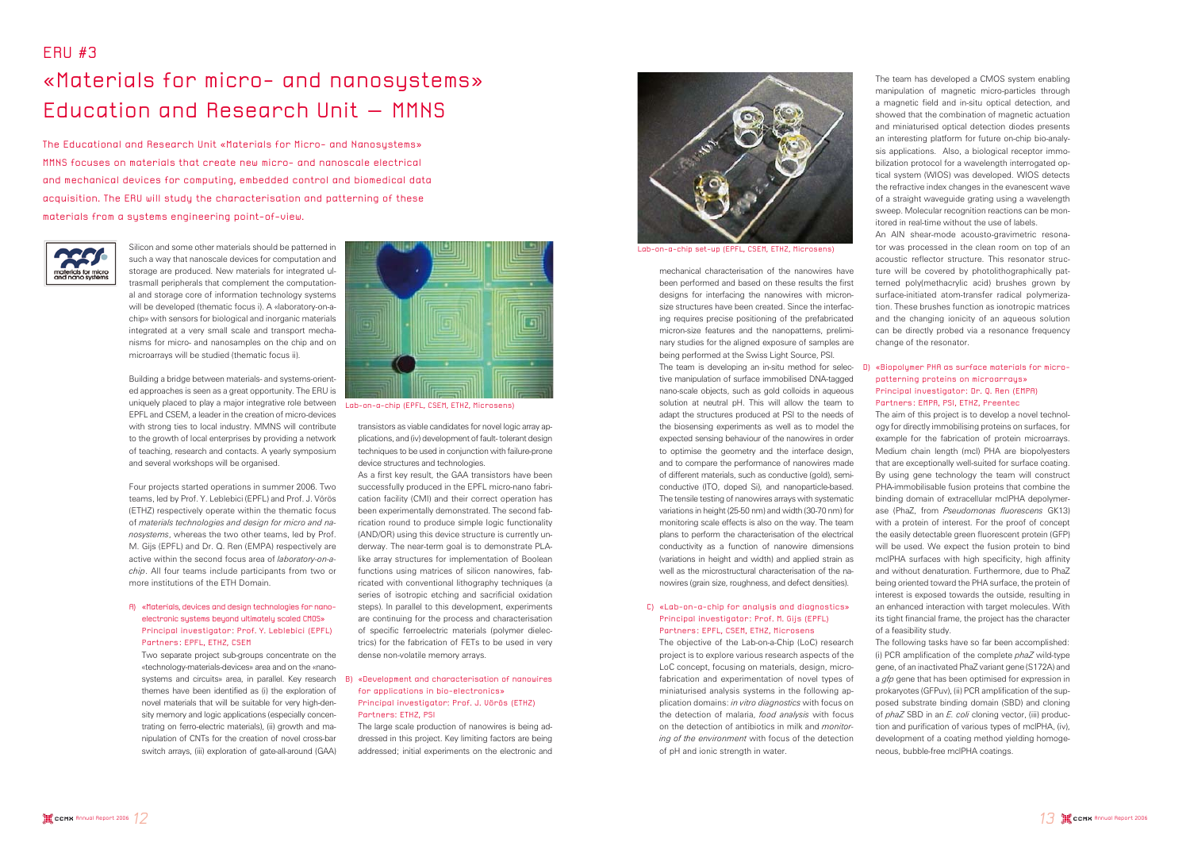# ERU #3

# «Materials for micro- and nanosystems» Education and Research Unit – MMNS

**The Educational and Research Unit «Materials for Micro- and Nanosystems» MMNS focuses on materials that create new micro- and nanoscale electrical and mechanical devices for computing, embedded control and biomedical data acquisition. The ERU will study the characterisation and patterning of these materials from a systems engineering point-of-view.**

Silicon and some other materials should be patterned in such a way that nanoscale devices for computation and storage are produced. New materials for integrated ultrasmall peripherals that complement the computational and storage core of information technology systems will be developed (thematic focus i). A «laboratory-on-a-chip» with sensors for biological and inorganic materials integrated at a very small scale and transport mechanisms for micro- and nanosamples on the chip and on microarrays will be studied (thematic focus ii).

Building a bridge between materials- and systems-oriented approaches is seen as a great opportunity. The ERU is uniquely placed to play a major integrative role between EPFL and CSEM, a leader in the creation of micro-devices with strong ties to local industry. MMNS will contribute to the growth of local enterprises by providing a network of teaching, research and contacts. A yearly symposium and several workshops will be organised.

Four projects started operations in summer 2006. Two teams, led by Prof. Y. Leblebici (EPFL) and Prof. J. Vörös (ETHZ) respectively operate within the thematic focus of *materials technologies and design for micro and nanosystems*, whereas the two other teams, led by Prof. M. Gijs (EPFL) and Dr. Q. Ren (EMPA) respectively are active within the second focus area of *laboratory-on-a-chip*. All four teams include participants from two or more institutions of the ETH Domain.

### A) «Materials, devices and design technologies for nanoelectronic systems beyond ultimately scaled CMOS»
Principal investigator: Prof. Y. Leblebici (EPFL)
Partners: EPFL, ETHZ, CSEM

Two separate project sub-groups concentrate on the «technology-materials-devices» area and on the «nanosystems and circuits» area, in parallel. Key research themes have been identified as (i) the exploration of novel materials that will be suitable for very high-density memory and logic applications (especially concentrating on ferro-electric materials), (ii) growth and manipulation of CNTs for the creation of novel cross-bar switch arrays, (iii) exploration of gate-all-around (GAA) transistors as viable candidates for novel logic array applications, and (iv) development of fault-tolerant design techniques to be used in conjunction with failure-prone device structures and technologies.

Lab-on-a-chip (EPFL, CSEM, ETHZ, Microsens)

As a first key result, the GAA transistors have been successfully produced in the EPFL micro-nano fabrication facility (CMI) and their correct operation has been experimentally demonstrated. The second fabrication round to produce simple logic functionality (AND/OR) using this device structure is currently underway. The near-term goal is to demonstrate PLA-like array structures for implementation of Boolean functions using matrices of silicon nanowires, fabricated with conventional lithography techniques (a series of isotropic etching and sacrificial oxidation steps). In parallel to this development, experiments are continuing for the process and characterisation of specific ferroelectric materials (polymer dielectrics) for the fabrication of FETs to be used in very dense non-volatile memory arrays.

### B) «Development and characterisation of nanowires for applications in bio-electronics»
Principal investigator: Prof. J. Vörös (ETHZ)
Partners: ETHZ, PSI

The large scale production of nanowires is being addressed in this project. Key limiting factors are being addressed; initial experiments on the electronic and mechanical characterisation of the nanowires have been performed and based on these results the first designs for interfacing the nanowires with micron-size structures have been created. Since the interfacing requires precise positioning of the prefabricated micron-size features and the nanopatterns, preliminary studies for the aligned exposure of samples are being performed at the Swiss Light Source, PSI.

Lab-on-a-chip set-up (EPFL, CSEM, ETHZ, Microsens)

The team is developing an in-situ method for selective manipulation of surface immobilised DNA-tagged nano-scale objects, such as gold colloids in aqueous solution at neutral pH. This will allow the team to adapt the structures produced at PSI to the needs of the biosensing experiments as well as to model the expected sensing behaviour of the nanowires in order to optimise the geometry and the interface design, and to compare the performance of nanowires made of different materials, such as conductive (gold), semiconductive (ITO, doped Si), and nanoparticle-based. The tensile testing of nanowires arrays with systematic variations in height (25-50 nm) and width (30-70 nm) for monitoring scale effects is also on the way. The team plans to perform the characterisation of the electrical conductivity as a function of nanowire dimensions (variations in height and width) and applied strain as well as the microstructural characterisation of the nanowires (grain size, roughness, and defect densities).

### C) «Lab-on-a-chip for analysis and diagnostics»
Principal investigator: Prof. M. Gijs (EPFL)
Partners: EPFL, CSEM, ETHZ, Microsens

The objective of the Lab-on-a-Chip (LoC) research project is to explore various research aspects of the LoC concept, focusing on materials, design, microfabrication and experimentation of novel types of miniaturised analysis systems in the following application domains: *in vitro diagnostics* with focus on the detection of malaria, *food analysis* with focus on the detection of antibiotics in milk and *monitoring of the environment* with focus of the detection of pH and ionic strength in water.

The team has developed a CMOS system enabling manipulation of magnetic micro-particles through a magnetic field and in-situ optical detection, and showed that the combination of magnetic actuation and miniaturised optical detection diodes presents an interesting platform for future on-chip bio-analysis applications. Also, a biological receptor immobilization protocol for a wavelength interrogated optical system (WIOS) was developed. WIOS detects the refractive index changes in the evanescent wave of a straight waveguide grating using a wavelength sweep. Molecular recognition reactions can be monitored in real-time without the use of labels.

An AlN shear-mode acousto-gravimetric resonator was processed in the clean room on top of an acoustic reflector structure. This resonator structure will be covered by photolithographically patterned poly(methacrylic acid) brushes grown by surface-initiated atom-transfer radical polymerization. These brushes function as ionotropic matrices and the changing ionicity of an aqueous solution can be directly probed via a resonance frequency change of the resonator.

### D) «Biopolymer PHA as surface materials for micro-patterning proteins on microarrays»
Principal investigator: Dr. Q. Ren (EMPA)
Partners: EMPA, PSI, ETHZ, Preentec

The aim of this project is to develop a novel technology for directly immobilising proteins on surfaces, for example for the fabrication of protein microarrays. Medium chain length (mcl) PHA are biopolyesters that are exceptionally well-suited for surface coating. By using gene technology the team will construct PHA-immobilisable fusion proteins that combine the binding domain of extracellular mclPHA depolymerase (PhaZ, from *Pseudomonas fluorescens* GK13) with a protein of interest. For the proof of concept the easily detectable green fluorescent protein (GFP) will be used. We expect the fusion protein to bind mclPHA surfaces with high specificity, high affinity and without denaturation. Furthermore, due to PhaZ being oriented toward the PHA surface, the protein of interest is exposed towards the outside, resulting in an enhanced interaction with target molecules. With its tight financial frame, the project has the character of a feasibility study.

The following tasks have so far been accomplished: (i) PCR amplification of the complete *phaZ* wild-type gene, of an inactivated PhaZ variant gene (S172A) and a *gfp* gene that has been optimised for expression in prokaryotes (GFPuv), (ii) PCR amplification of the supposed substrate binding domain (SBD) and cloning of *phaZ* SBD in an *E. coli* cloning vector, (iii) production and purification of various types of mclPHA, (iv), development of a coating method yielding homogeneous, bubble-free mclPHA coatings.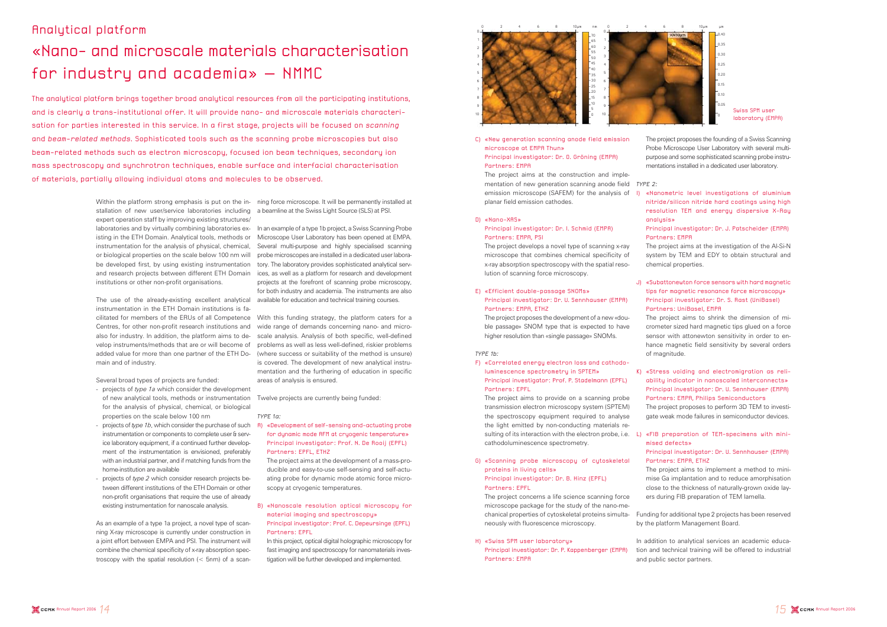# Analytical platform

## «Nano- and microscale materials characterisation for industry and academia» — NMMC

The analytical platform brings together broad analytical resources from all the participating institutions, and is clearly a trans-institutional offer. It will provide nano- and microscale materials characterisation for parties interested in this service. In a first stage, projects will be focused on *scanning* and *beam-related methods*. Sophisticated tools such as the scanning probe microscopies but also beam-related methods such as electron microscopy, focused ion beam techniques, secondary ion mass spectroscopy and synchrotron techniques, enable surface and interfacial characterisation of materials, partially allowing individual atoms and molecules to be observed.

Within the platform strong emphasis is put on the installation of new user/service laboratories including expert operation staff by improving existing structures/laboratories and by virtually combining laboratories existing in the ETH Domain. Analytical tools, methods or instrumentation for the analysis of physical, chemical, or biological properties on the scale below 100 nm will be developed first, by using existing instrumentation and research projects between different ETH Domain institutions or other non-profit organisations.

The use of the already-existing excellent analytical instrumentation in the ETH Domain institutions is facilitated for members of the ERUs of all Competence Centres, for other non-profit research institutions and also for industry. In addition, the platform aims to develop instruments/methods that are or will become of added value for more than one partner of the ETH Domain and of industry.

Several broad types of projects are funded:

- projects of *type 1a* which consider the development of new analytical tools, methods or instrumentation for the analysis of physical, chemical, or biological properties on the scale below 100 nm
- projects of *type 1b*, which consider the purchase of such instrumentation or components to complete user & service laboratory equipment, if a continued further development of the instrumentation is envisioned, preferably with an industrial partner, and if matching funds from the home-institution are available
- projects of *type 2* which consider research projects between different institutions of the ETH Domain or other non-profit organisations that require the use of already existing instrumentation for nanoscale analysis.

As an example of a type 1a project, a novel type of scanning X-ray microscope is currently under construction in a joint effort between EMPA and PSI. The instrument will combine the chemical specificity of x-ray absorption spectroscopy with the spatial resolution (< 5nm) of a scanning force microscope. It will be permanently installed at a beamline at the Swiss Light Source (SLS) at PSI.

In an example of a type 1b project, a Swiss Scanning Probe Microscope User Laboratory has been opened at EMPA. Several multi-purpose and highly specialised scanning probe microscopes are installed in a dedicated user laboratory. The laboratory provides sophisticated analytical services, as well as a platform for research and development projects at the forefront of scanning probe microscopy, for both industry and academia. The instruments are also available for education and technical training courses.

With this funding strategy, the platform caters for a wide range of demands concerning nano- and microscale analysis. Analysis of both specific, well-defined problems as well as less well-defined, riskier problems (where success or suitability of the method is unsure) is covered. The development of new analytical instrumentation and the furthering of education in specific areas of analysis is ensured.

Twelve projects are currently being funded:

*TYPE 1a:*

A) «Development of self-sensing and-actuating probe for dynamic mode AFM at cryogenic temperature»
Principal investigator: Prof. N. De Rooij (EPFL)
Partners: EPFL, ETHZ

The project aims at the development of a mass-producible and easy-to-use self-sensing and self-actuating probe for dynamic mode atomic force microscopy at cryogenic temperatures.

B) «Nanoscale resolution optical microscopy for material imaging and spectroscopy»
Principal investigator: Prof. C. Depeursinge (EPFL)
Partners: EPFL

In this project, optical digital holographic microscopy for fast imaging and spectroscopy for nanomaterials investigation will be further developed and implemented.

C) «New generation scanning anode field emission microscope at EMPA Thun»
Principal investigator: Dr. O. Gröning (EMPA)
Partners: EMPA

The project aims at the construction and implementation of new generation scanning anode field emission microscope (SAFEM) for the analysis of planar field emission cathodes.

D) «Nano-XAS»
Principal investigator: Dr. I. Schmid (EMPA)
Partners: EMPA, PSI

The project develops a novel type of scanning x-ray microscope that combines chemical specificity of x-ray absorption spectroscopy with the spatial resolution of scanning force microscopy.

E) «Efficient double-passage SNOMs»
Principal investigator: Dr. U. Sennhauser (EMPA)
Partners: EMPA, ETHZ

The project proposes the development of a new «double passage» SNOM type that is expected to have higher resolution than «single passage» SNOMs.

*TYPE 1b:*

F) «Correlated energy electron loss and cathodoluminescence spectrometry in SPTEM»
Principal investigator: Prof. P. Stadelmann (EPFL)
Partners: EPFL

The project aims to provide on a scanning probe transmission electron microscopy system (SPTEM) the spectroscopy equipment required to analyse the light emitted by non-conducting materials resulting of its interaction with the electron probe, i.e. cathodoluminescence spectrometry.

G) «Scanning probe microscopy of cytoskeletal proteins in living cells»
Principal investigator: Dr. B. Hinz (EPFL)
Partners: EPFL

The project concerns a life science scanning force microscope package for the study of the nano-mechanical properties of cytoskeletal proteins simultaneously with fluorescence microscopy.

H) «Swiss SPM user laboratory»
Principal investigator: Dr. P. Kappenberger (EMPA)
Partners: EMPA

Swiss SPM user laboratory (EMPA)

The project proposes the founding of a Swiss Scanning Probe Microscope User Laboratory with several multi-purpose and some sophisticated scanning probe instrumentations installed in a dedicated user laboratory.

*TYPE 2:*

I) «Nanometric level investigations of aluminium nitride/silicon nitride hard coatings using high resolution TEM and energy dispersive X-Ray analysis»
Principal investigator: Dr. J. Patscheider (EMPA)
Partners: EMPA

The project aims at the investigation of the Al-Si-N system by TEM and EDY to obtain structural and chemical properties.

J) «Subattonewton force sensors with hard magnetic tips for magnetic resonance force microscopy»
Principal investigator: Dr. S. Rast (UniBasel)
Partners: UniBasel, EMPA

The project aims to shrink the dimension of micrometer sized hard magnetic tips glued on a force sensor with attonewton sensitivity in order to enhance magnetic field sensitivity by several orders of magnitude.

K) «Stress voiding and electromigration as reliability indicator in nanoscaled interconnects»
Principal investigator: Dr. U. Sennhauser (EMPA)
Partners: EMPA, Philips Semiconductors

The project proposes to perform 3D TEM to investigate weak mode failures in semiconductor devices.

L) «FIB preparation of TEM-specimens with minimised defects»
Principal investigator: Dr. U. Sennhauser (EMPA)
Partners: EMPA, ETHZ

The project aims to implement a method to minimise Ga implantation and to reduce amorphisation close to the thickness of naturally-grown oxide layers during FIB preparation of TEM lamella.

Funding for additional type 2 projects has been reserved by the platform Management Board.

In addition to analytical services an academic education and technical training will be offered to industrial and public sector partners.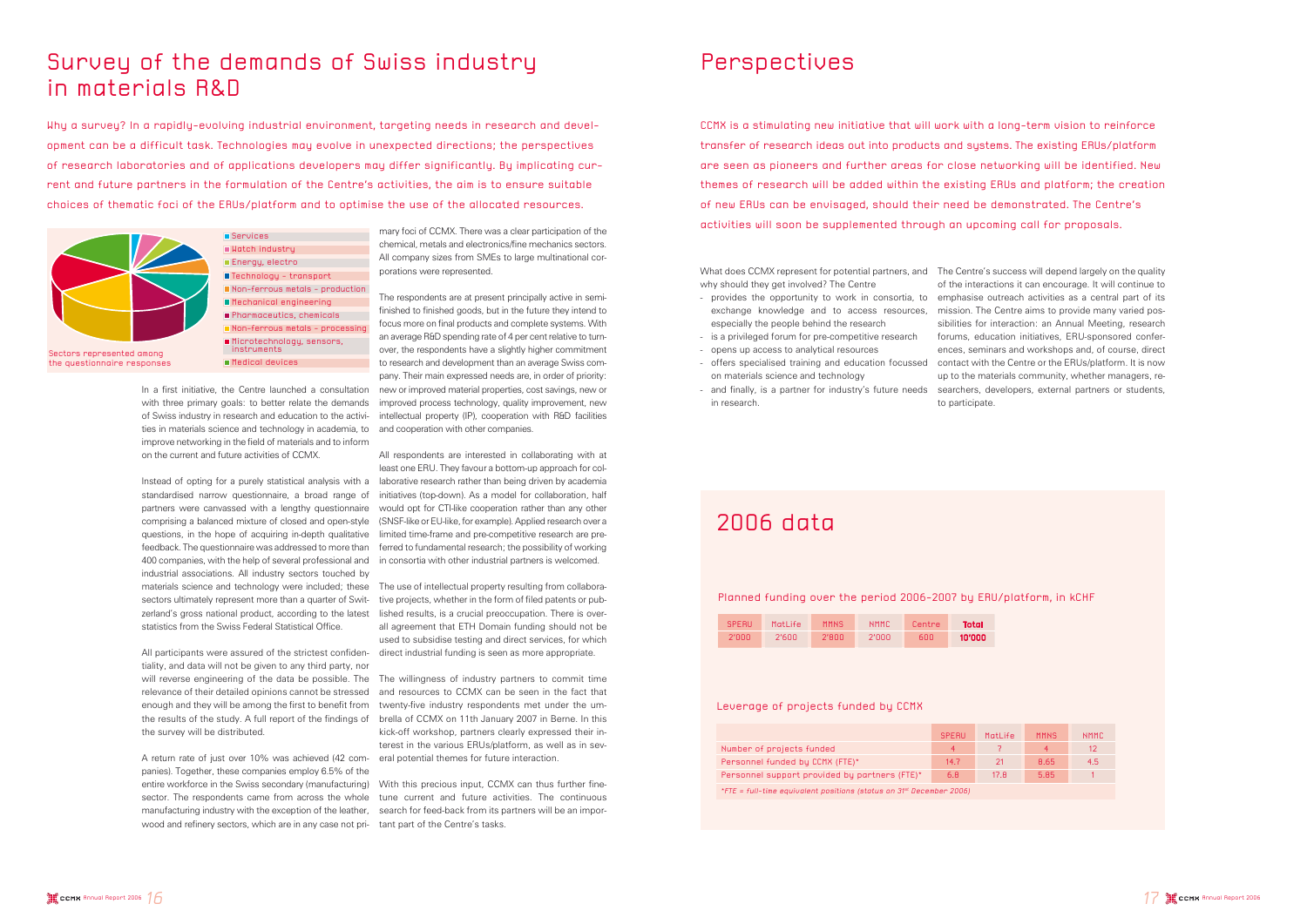# Survey of the demands of Swiss industry in materials R&D

Why a survey? In a rapidly-evolving industrial environment, targeting needs in research and development can be a difficult task. Technologies may evolve in unexpected directions; the perspectives of research laboratories and of applications developers may differ significantly. By implicating current and future partners in the formulation of the Centre's activities, the aim is to ensure suitable choices of thematic foci of the ERUs/platform and to optimise the use of the allocated resources.

- Services
- Watch industry
- Energy, electro
- Technology – transport
- Non-ferrous metals – production
- Mechanical engineering
- Pharmaceutics, chemicals
- Non-ferrous metals – processing
- Microtechnology, sensors, instruments
- Medical devices

Sectors represented among the questionnaire responses

In a first initiative, the Centre launched a consultation with three primary goals: to better relate the demands of Swiss industry in research and education to the activities in materials science and technology in academia, to improve networking in the field of materials and to inform on the current and future activities of CCMX.

Instead of opting for a purely statistical analysis with a standardised narrow questionnaire, a broad range of partners were canvassed with a lengthy questionnaire comprising a balanced mixture of closed and open-style questions, in the hope of acquiring in-depth qualitative feedback. The questionnaire was addressed to more than 400 companies, with the help of several professional and industrial associations. All industry sectors touched by materials science and technology were included; these sectors ultimately represent more than a quarter of Switzerland's gross national product, according to the latest statistics from the Swiss Federal Statistical Office.

All participants were assured of the strictest confidentiality, and data will not be given to any third party, nor will reverse engineering of the data be possible. The relevance of their detailed opinions cannot be stressed enough and they will be among the first to benefit from the results of the study. A full report of the findings of the survey will be distributed.

A return rate of just over 10% was achieved (42 companies). Together, these companies employ 6.5% of the entire workforce in the Swiss secondary (manufacturing) sector. The respondents came from across the whole manufacturing industry with the exception of the leather, wood and refinery sectors, which are in any case not primary foci of CCMX. There was a clear participation of the chemical, metals and electronics/fine mechanics sectors. All company sizes from SMEs to large multinational corporations were represented.

The respondents are at present principally active in semi-finished to finished goods, but in the future they intend to focus more on final products and complete systems. With an average R&D spending rate of 4 per cent relative to turnover, the respondents have a slightly higher commitment to research and development than an average Swiss company. Their main expressed needs are, in order of priority: new or improved material properties, cost savings, new or improved process technology, quality improvement, new intellectual property (IP), cooperation with R&D facilities and cooperation with other companies.

All respondents are interested in collaborating with at least one ERU. They favour a bottom-up approach for collaborative research rather than being driven by academia initiatives (top-down). As a model for collaboration, half would opt for CTI-like cooperation rather than any other (SNSF-like or EU-like, for example). Applied research over a limited time-frame and pre-competitive research are preferred to fundamental research; the possibility of working in consortia with other industrial partners is welcomed.

The use of intellectual property resulting from collaborative projects, whether in the form of filed patents or published results, is a crucial preoccupation. There is overall agreement that ETH Domain funding should not be used to subsidise testing and direct services, for which direct industrial funding is seen as more appropriate.

The willingness of industry partners to commit time and resources to CCMX can be seen in the fact that twenty-five industry respondents met under the umbrella of CCMX on 11th January 2007 in Berne. In this kick-off workshop, partners clearly expressed their interest in the various ERUs/platform, as well as in several potential themes for future interaction.

With this precious input, CCMX can thus further fine-tune current and future activities. The continuous search for feed-back from its partners will be an important part of the Centre's tasks.

# Perspectives

CCMX is a stimulating new initiative that will work with a long-term vision to reinforce transfer of research ideas out into products and systems. The existing ERUs/platform are seen as pioneers and further areas for close networking will be identified. New themes of research will be added within the existing ERUs and platform; the creation of new ERUs can be envisaged, should their need be demonstrated. The Centre's activities will soon be supplemented through an upcoming call for proposals.

What does CCMX represent for potential partners, and why should they get involved? The Centre

- provides the opportunity to work in consortia, to exchange knowledge and to access resources, especially the people behind the research
- is a privileged forum for pre-competitive research
- opens up access to analytical resources
- offers specialised training and education focussed on materials science and technology
- and finally, is a partner for industry's future needs in research.

The Centre's success will depend largely on the quality of the interactions it can encourage. It will continue to emphasise outreach activities as a central part of its mission. The Centre aims to provide many varied possibilities for interaction: an Annual Meeting, research forums, education initiatives, ERU-sponsored conferences, seminars and workshops and, of course, direct contact with the Centre or the ERUs/platform. It is now up to the materials community, whether managers, researchers, developers, external partners or students, to participate.

# 2006 data

### Planned funding over the period 2006–2007 by ERU/platform, in kCHF

| SPERU | MatLife | MMNS | NMMC | Centre | **Total** |
|---|---|---|---|---|---|
| 2'000 | 2'600 | 2'800 | 2'000 | 600 | **10'000** |

### Leverage of projects funded by CCMX

| | SPERU | MatLife | MMNS | NMMC |
|---|---|---|---|---|
| Number of projects funded | 4 | 7 | 4 | 12 |
| Personnel funded by CCMX (FTE)* | 14.7 | 21 | 8.65 | 4.5 |
| Personnel support provided by partners (FTE)* | 6.8 | 17.8 | 5.85 | 1 |

*\*FTE = full-time equivalent positions (status on 31st December 2006)*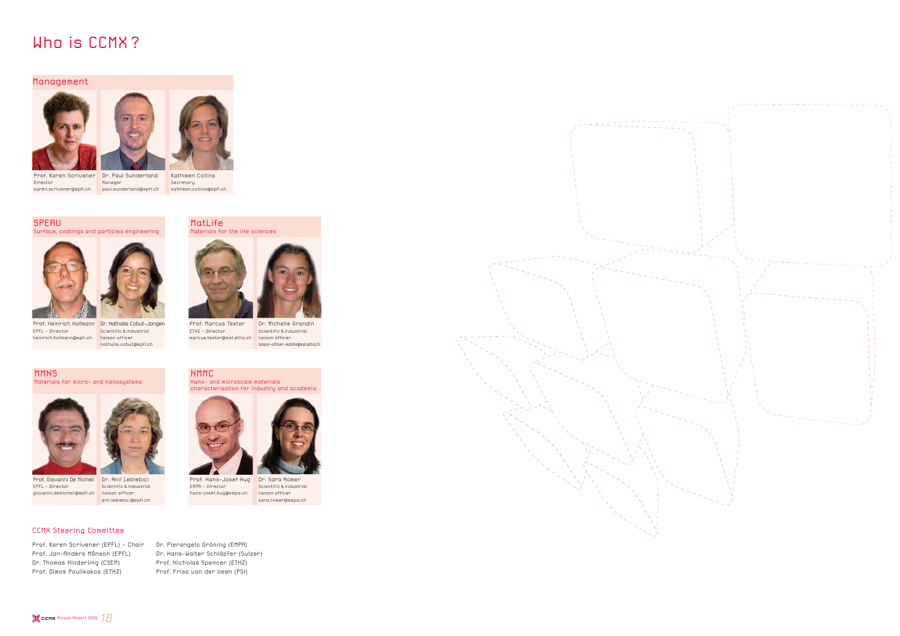# Who is CCMX ?

## Management

Prof. Karen Scrivener
Director
karen.scrivener@epfl.ch

Dr. Paul Sunderland
Manager
paul.sunderland@epfl.ch

Kathleen Collins
Secretary
kathleen.collins@epfl.ch

## SPERU
Surface, coatings and particles engineering

Prof. Heinrich Hofmann
EPFL - Director
heinrich.hofmann@epfl.ch

Dr. Nathalie Cobut-Jongen
Scientific & industrial liaison officer
nathalie.cobut@epfl.ch

## MatLife
Materials for the life sciences

Prof. Marcus Textor
ETHZ - Director
marcus.textor@mat.ethz.ch

Dr. Michelle Grandin
Scientific & industrial liaison officer
liaison-officer-matlife@mat.ethz.ch

## MMNS
Materials for micro- and nanosystems

Prof. Giovanni De Micheli
EPFL - Director
giovanni.demicheli@epfl.ch

Dr. Anil Leblebici
Scientific & industrial liaison officer
anil.leblebici@epfl.ch

## NMMC
Nano- and microscale materials characterisation for industry and academia

Prof. Hans-Josef Hug
EMPA - Director
hans-josef.hug@empa.ch

Dr. Sara Romer
Scientific & industrial liaison officer
sara.romer@empa.ch

## CCMX Steering Committee

Prof. Karen Scrivener (EPFL) - Chair
Prof. Jan-Anders Månson (EPFL)
Dr. Thomas Hinderling (CSEM)
Prof. Dimos Poulikakos (ETHZ)
Dr. Pierangelo Gröning (EMPA)
Dr. Hans-Walter Schläpfer (Sulzer)
Prof. Nicholas Spencer (ETHZ)
Prof. Friso van der Veen (PSI)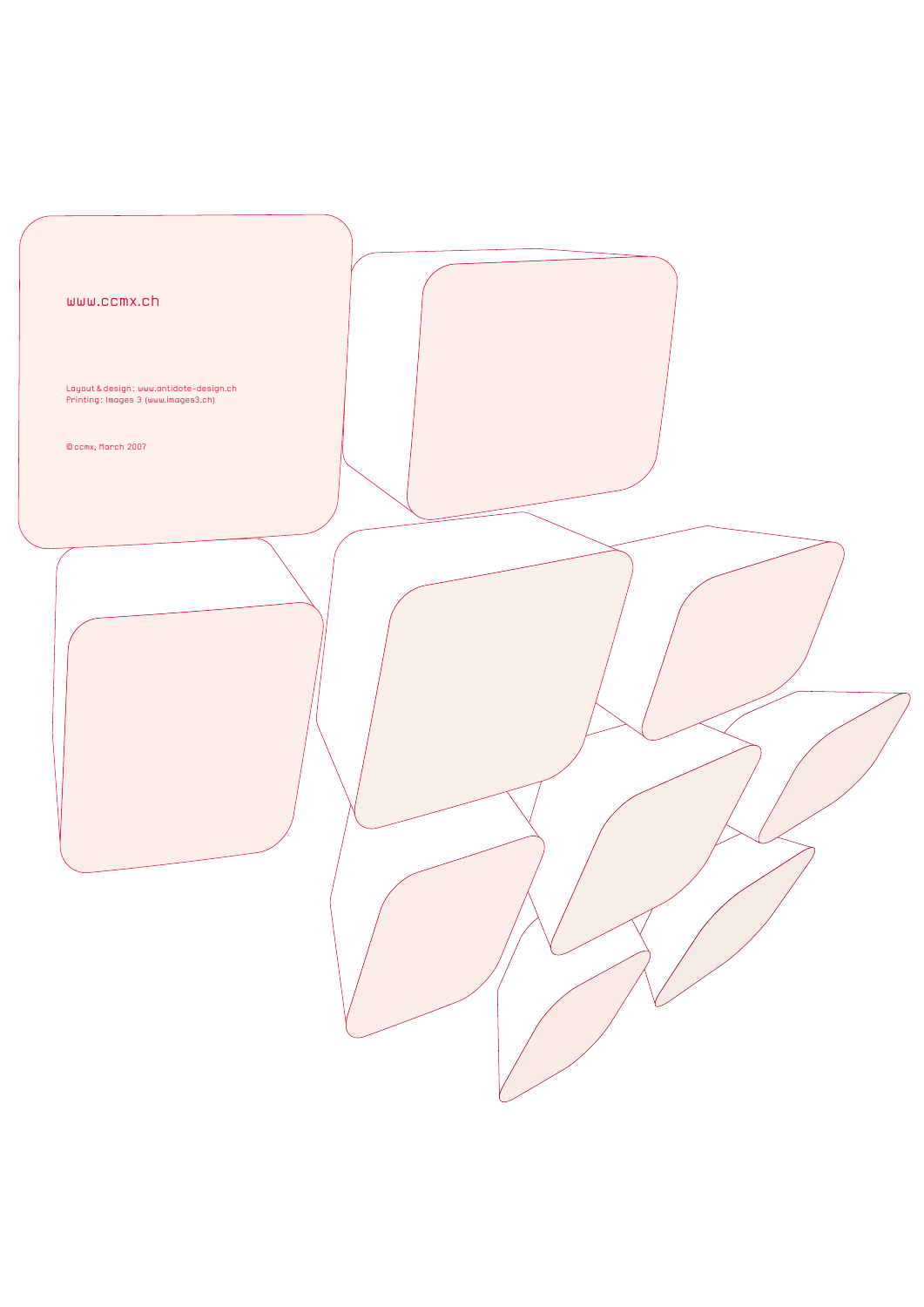www.ccmx.ch

Layout & design: www.antidote-design.ch
Printing: Images 3 (www.images3.ch)

© ccmx, March 2007